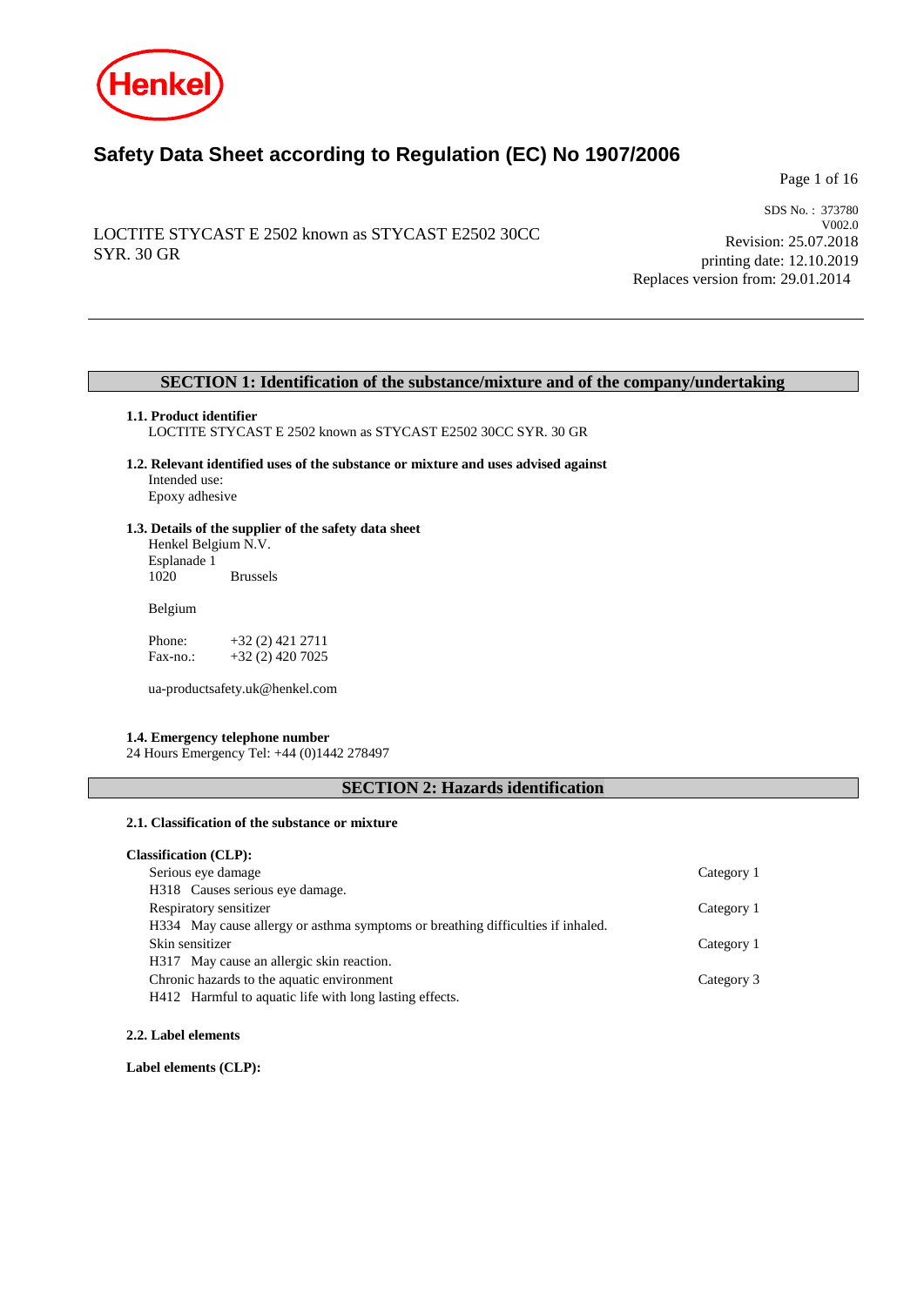Henkel

# Safety Data Sheet according to Regulation (EC) No 1907/2006

LOCTITE STYCAST E 2502 known as STYCAST E2502 30CC SYR. 30 GR

SDS No. : 373780
V002.0
Revision: 25.07.2018
printing date: 12.10.2019
Replaces version from: 29.01.2014

## SECTION 1: Identification of the substance/mixture and of the company/undertaking

### 1.1. Product identifier

LOCTITE STYCAST E 2502 known as STYCAST E2502 30CC SYR. 30 GR

### 1.2. Relevant identified uses of the substance or mixture and uses advised against

Intended use:
Epoxy adhesive

### 1.3. Details of the supplier of the safety data sheet

Henkel Belgium N.V.
Esplanade 1
1020 Brussels

Belgium

Phone: +32 (2) 421 2711
Fax-no.: +32 (2) 420 7025

ua-productsafety.uk@henkel.com

### 1.4. Emergency telephone number

24 Hours Emergency Tel: +44 (0)1442 278497

## SECTION 2: Hazards identification

### 2.1. Classification of the substance or mixture

**Classification (CLP):**

| | |
|---|---|
| Serious eye damage | Category 1 |
| H318 Causes serious eye damage. | |
| Respiratory sensitizer | Category 1 |
| H334 May cause allergy or asthma symptoms or breathing difficulties if inhaled. | |
| Skin sensitizer | Category 1 |
| H317 May cause an allergic skin reaction. | |
| Chronic hazards to the aquatic environment | Category 3 |
| H412 Harmful to aquatic life with long lasting effects. | |

### 2.2. Label elements

**Label elements (CLP):**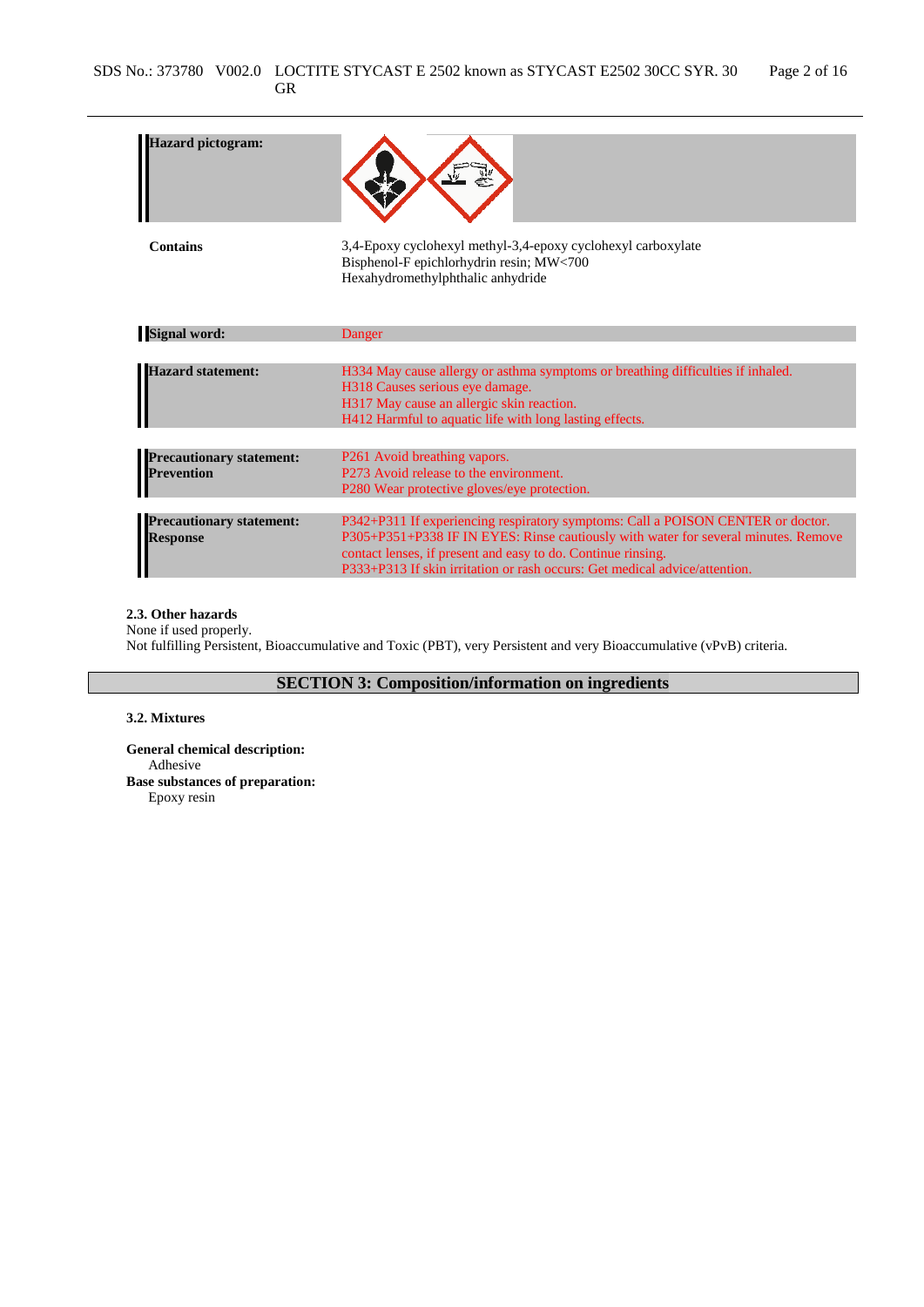| | |
|---|---|
| **Hazard pictogram:** | |
| **Contains** | 3,4-Epoxy cyclohexyl methyl-3,4-epoxy cyclohexyl carboxylate<br>Bisphenol-F epichlorhydrin resin; MW<700<br>Hexahydromethylphthalic anhydride |
| **Signal word:** | Danger |
| **Hazard statement:** | H334 May cause allergy or asthma symptoms or breathing difficulties if inhaled.<br>H318 Causes serious eye damage.<br>H317 May cause an allergic skin reaction.<br>H412 Harmful to aquatic life with long lasting effects. |
| **Precautionary statement: Prevention** | P261 Avoid breathing vapors.<br>P273 Avoid release to the environment.<br>P280 Wear protective gloves/eye protection. |
| **Precautionary statement: Response** | P342+P311 If experiencing respiratory symptoms: Call a POISON CENTER or doctor.<br>P305+P351+P338 IF IN EYES: Rinse cautiously with water for several minutes. Remove contact lenses, if present and easy to do. Continue rinsing.<br>P333+P313 If skin irritation or rash occurs: Get medical advice/attention. |

**2.3. Other hazards**

None if used properly.
Not fulfilling Persistent, Bioaccumulative and Toxic (PBT), very Persistent and very Bioaccumulative (vPvB) criteria.

## SECTION 3: Composition/information on ingredients

**3.2. Mixtures**

**General chemical description:**
Adhesive

**Base substances of preparation:**
Epoxy resin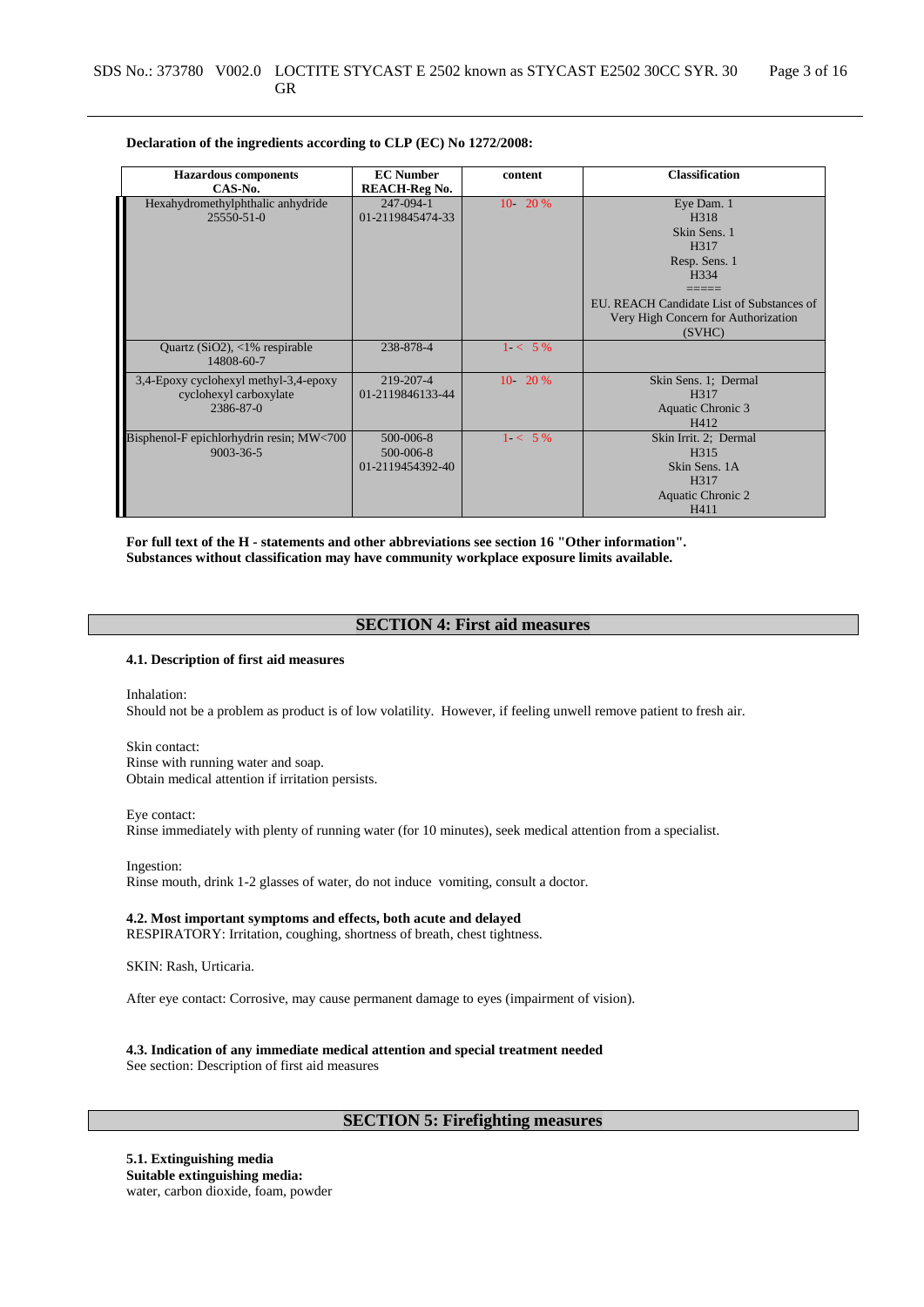**Declaration of the ingredients according to CLP (EC) No 1272/2008:**

| Hazardous components<br>CAS-No. | EC Number<br>REACH-Reg No. | content | Classification |
|---|---|---|---|
| Hexahydromethylphthalic anhydride<br>25550-51-0 | 247-094-1<br>01-2119845474-33 | 10- 20 % | Eye Dam. 1<br>H318<br>Skin Sens. 1<br>H317<br>Resp. Sens. 1<br>H334<br>=====<br>EU. REACH Candidate List of Substances of Very High Concern for Authorization (SVHC) |
| Quartz ($SiO_2$), <1% respirable<br>14808-60-7 | 238-878-4 | 1- < 5 % | |
| 3,4-Epoxy cyclohexyl methyl-3,4-epoxy cyclohexyl carboxylate<br>2386-87-0 | 219-207-4<br>01-2119846133-44 | 10- 20 % | Skin Sens. 1; Dermal<br>H317<br>Aquatic Chronic 3<br>H412 |
| Bisphenol-F epichlorhydrin resin; MW<700<br>9003-36-5 | 500-006-8<br>500-006-8<br>01-2119454392-40 | 1- < 5 % | Skin Irrit. 2; Dermal<br>H315<br>Skin Sens. 1A<br>H317<br>Aquatic Chronic 2<br>H411 |

**For full text of the H - statements and other abbreviations see section 16 "Other information".**
**Substances without classification may have community workplace exposure limits available.**

## SECTION 4: First aid measures

**4.1. Description of first aid measures**

Inhalation:
Should not be a problem as product is of low volatility. However, if feeling unwell remove patient to fresh air.

Skin contact:
Rinse with running water and soap.
Obtain medical attention if irritation persists.

Eye contact:
Rinse immediately with plenty of running water (for 10 minutes), seek medical attention from a specialist.

Ingestion:
Rinse mouth, drink 1-2 glasses of water, do not induce vomiting, consult a doctor.

**4.2. Most important symptoms and effects, both acute and delayed**
RESPIRATORY: Irritation, coughing, shortness of breath, chest tightness.

SKIN: Rash, Urticaria.

After eye contact: Corrosive, may cause permanent damage to eyes (impairment of vision).

**4.3. Indication of any immediate medical attention and special treatment needed**
See section: Description of first aid measures

## SECTION 5: Firefighting measures

**5.1. Extinguishing media**
**Suitable extinguishing media:**
water, carbon dioxide, foam, powder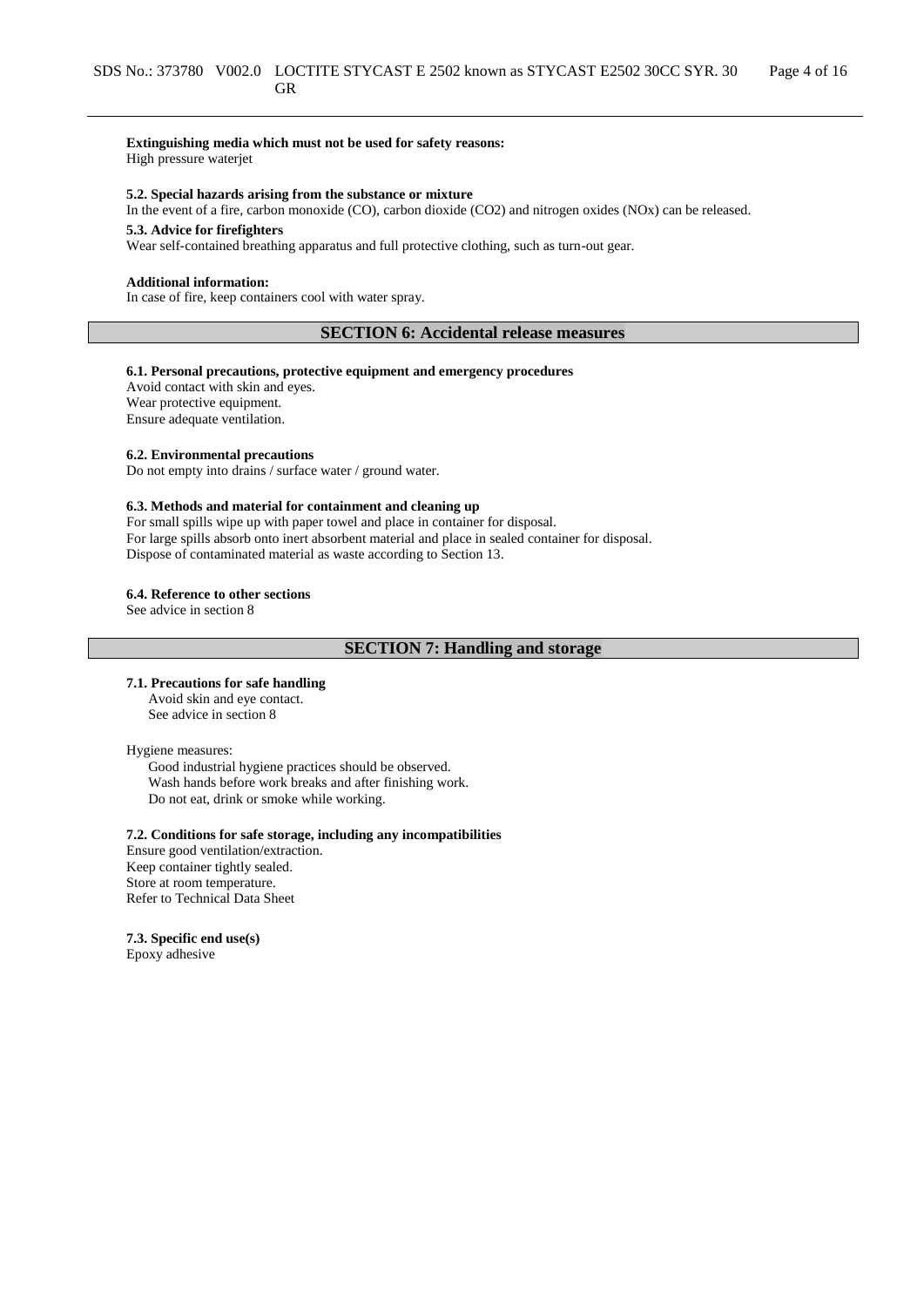**Extinguishing media which must not be used for safety reasons:**
High pressure waterjet

**5.2. Special hazards arising from the substance or mixture**
In the event of a fire, carbon monoxide (CO), carbon dioxide ($CO_2$) and nitrogen oxides ($NO_x$) can be released.

**5.3. Advice for firefighters**
Wear self-contained breathing apparatus and full protective clothing, such as turn-out gear.

**Additional information:**
In case of fire, keep containers cool with water spray.

## SECTION 6: Accidental release measures

**6.1. Personal precautions, protective equipment and emergency procedures**
Avoid contact with skin and eyes.
Wear protective equipment.
Ensure adequate ventilation.

**6.2. Environmental precautions**
Do not empty into drains / surface water / ground water.

**6.3. Methods and material for containment and cleaning up**
For small spills wipe up with paper towel and place in container for disposal.
For large spills absorb onto inert absorbent material and place in sealed container for disposal.
Dispose of contaminated material as waste according to Section 13.

**6.4. Reference to other sections**
See advice in section 8

## SECTION 7: Handling and storage

**7.1. Precautions for safe handling**
Avoid skin and eye contact.
See advice in section 8

Hygiene measures:
Good industrial hygiene practices should be observed.
Wash hands before work breaks and after finishing work.
Do not eat, drink or smoke while working.

**7.2. Conditions for safe storage, including any incompatibilities**
Ensure good ventilation/extraction.
Keep container tightly sealed.
Store at room temperature.
Refer to Technical Data Sheet

**7.3. Specific end use(s)**
Epoxy adhesive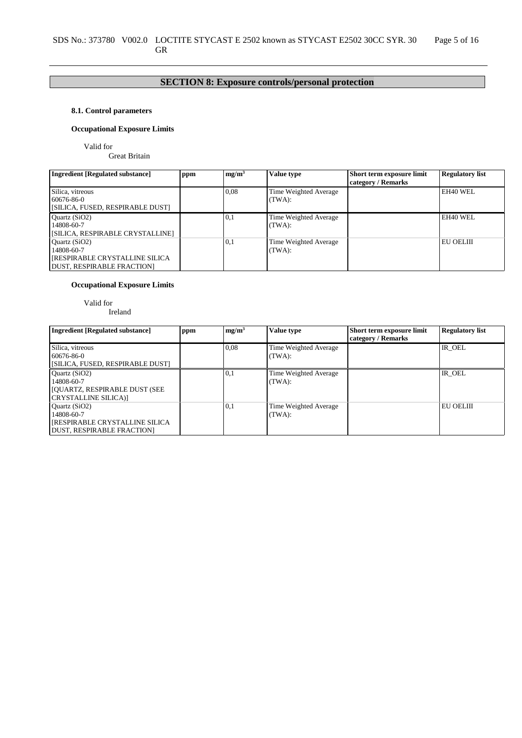## SECTION 8: Exposure controls/personal protection

### 8.1. Control parameters

**Occupational Exposure Limits**

Valid for
Great Britain

| Ingredient [Regulated substance] | ppm | mg/m³ | Value type | Short term exposure limit category / Remarks | Regulatory list |
|---|---|---|---|---|---|
| Silica, vitreous<br>60676-86-0<br>[SILICA, FUSED, RESPIRABLE DUST] | | 0,08 | Time Weighted Average (TWA): | | EH40 WEL |
| Quartz (SiO2)<br>14808-60-7<br>[SILICA, RESPIRABLE CRYSTALLINE] | | 0,1 | Time Weighted Average (TWA): | | EH40 WEL |
| Quartz (SiO2)<br>14808-60-7<br>[RESPIRABLE CRYSTALLINE SILICA DUST, RESPIRABLE FRACTION] | | 0,1 | Time Weighted Average (TWA): | | EU OELIII |

**Occupational Exposure Limits**

Valid for
Ireland

| Ingredient [Regulated substance] | ppm | mg/m³ | Value type | Short term exposure limit category / Remarks | Regulatory list |
|---|---|---|---|---|---|
| Silica, vitreous<br>60676-86-0<br>[SILICA, FUSED, RESPIRABLE DUST] | | 0,08 | Time Weighted Average (TWA): | | IR_OEL |
| Quartz (SiO2)<br>14808-60-7<br>[QUARTZ, RESPIRABLE DUST (SEE CRYSTALLINE SILICA)] | | 0,1 | Time Weighted Average (TWA): | | IR_OEL |
| Quartz (SiO2)<br>14808-60-7<br>[RESPIRABLE CRYSTALLINE SILICA DUST, RESPIRABLE FRACTION] | | 0,1 | Time Weighted Average (TWA): | | EU OELIII |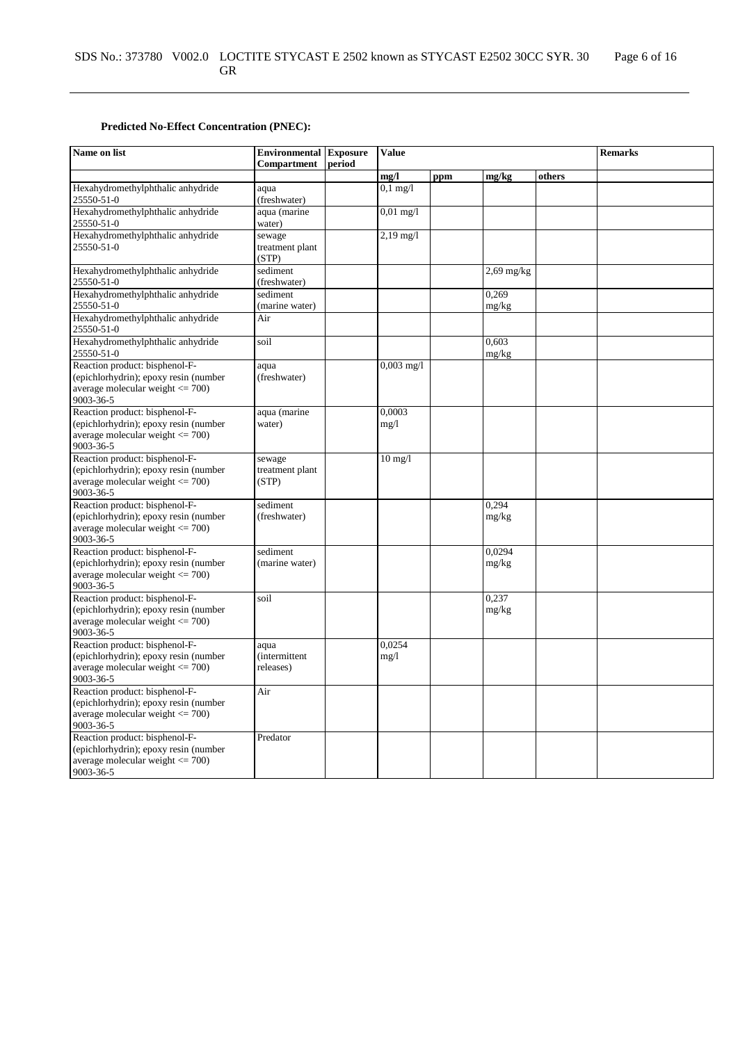**Predicted No-Effect Concentration (PNEC):**

| Name on list | Environmental Compartment | Exposure period | Value | | | | Remarks |
|---|---|---|---|---|---|---|---|
| | | | mg/l | ppm | mg/kg | others | |
| Hexahydromethylphthalic anhydride 25550-51-0 | aqua (freshwater) | | 0,1 mg/l | | | | |
| Hexahydromethylphthalic anhydride 25550-51-0 | aqua (marine water) | | 0,01 mg/l | | | | |
| Hexahydromethylphthalic anhydride 25550-51-0 | sewage treatment plant (STP) | | 2,19 mg/l | | | | |
| Hexahydromethylphthalic anhydride 25550-51-0 | sediment (freshwater) | | | | 2,69 mg/kg | | |
| Hexahydromethylphthalic anhydride 25550-51-0 | sediment (marine water) | | | | 0,269 mg/kg | | |
| Hexahydromethylphthalic anhydride 25550-51-0 | Air | | | | | | |
| Hexahydromethylphthalic anhydride 25550-51-0 | soil | | | | 0,603 mg/kg | | |
| Reaction product: bisphenol-F-(epichlorhydrin); epoxy resin (number average molecular weight <= 700) 9003-36-5 | aqua (freshwater) | | 0,003 mg/l | | | | |
| Reaction product: bisphenol-F-(epichlorhydrin); epoxy resin (number average molecular weight <= 700) 9003-36-5 | aqua (marine water) | | 0,0003 mg/l | | | | |
| Reaction product: bisphenol-F-(epichlorhydrin); epoxy resin (number average molecular weight <= 700) 9003-36-5 | sewage treatment plant (STP) | | 10 mg/l | | | | |
| Reaction product: bisphenol-F-(epichlorhydrin); epoxy resin (number average molecular weight <= 700) 9003-36-5 | sediment (freshwater) | | | | 0,294 mg/kg | | |
| Reaction product: bisphenol-F-(epichlorhydrin); epoxy resin (number average molecular weight <= 700) 9003-36-5 | sediment (marine water) | | | | 0,0294 mg/kg | | |
| Reaction product: bisphenol-F-(epichlorhydrin); epoxy resin (number average molecular weight <= 700) 9003-36-5 | soil | | | | 0,237 mg/kg | | |
| Reaction product: bisphenol-F-(epichlorhydrin); epoxy resin (number average molecular weight <= 700) 9003-36-5 | aqua (intermittent releases) | | 0,0254 mg/l | | | | |
| Reaction product: bisphenol-F-(epichlorhydrin); epoxy resin (number average molecular weight <= 700) 9003-36-5 | Air | | | | | | |
| Reaction product: bisphenol-F-(epichlorhydrin); epoxy resin (number average molecular weight <= 700) 9003-36-5 | Predator | | | | | | |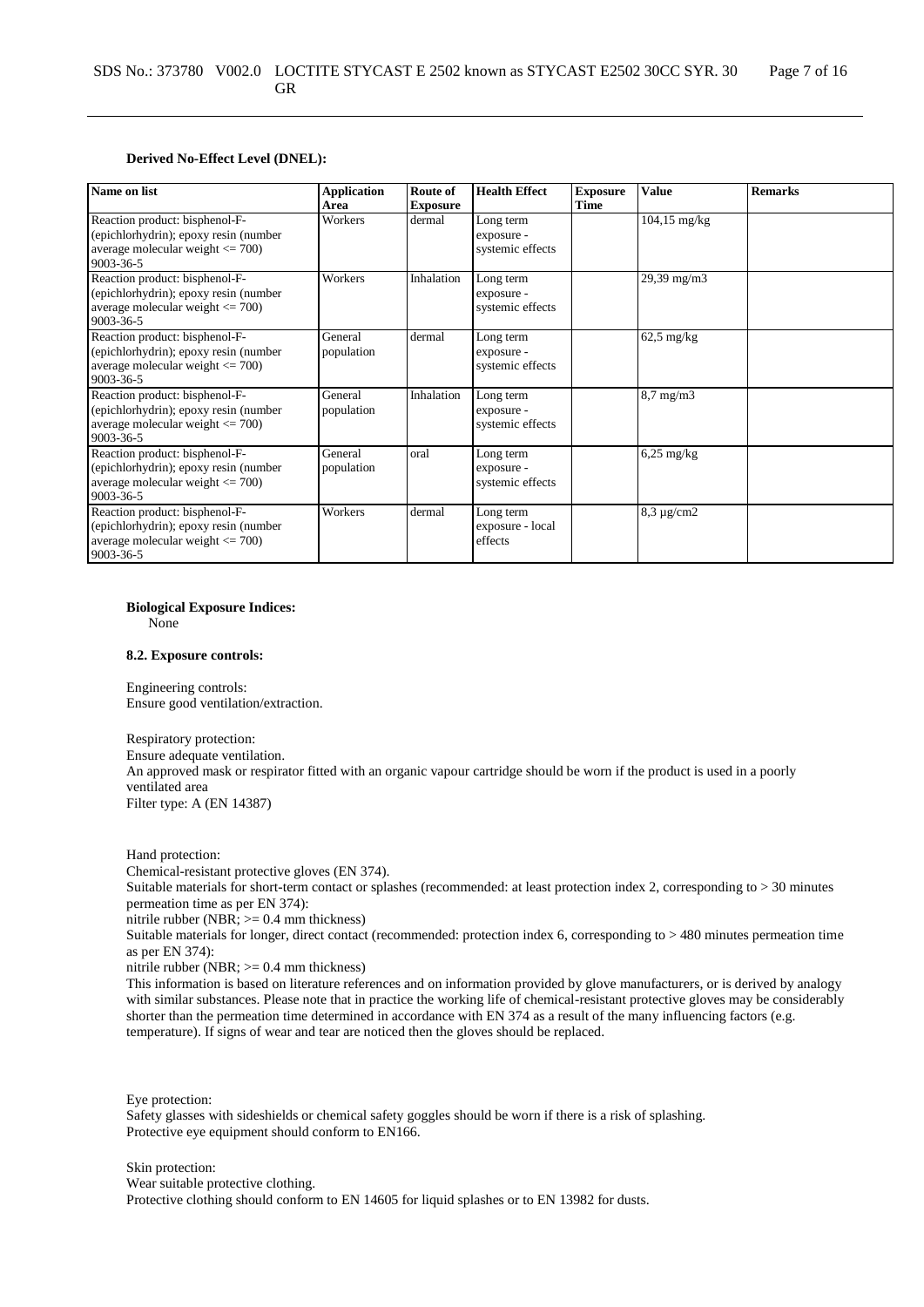**Derived No-Effect Level (DNEL):**

| Name on list | Application Area | Route of Exposure | Health Effect | Exposure Time | Value | Remarks |
|---|---|---|---|---|---|---|
| Reaction product: bisphenol-F-(epichlorhydrin); epoxy resin (number average molecular weight <= 700) 9003-36-5 | Workers | dermal | Long term exposure - systemic effects | | 104,15 mg/kg | |
| Reaction product: bisphenol-F-(epichlorhydrin); epoxy resin (number average molecular weight <= 700) 9003-36-5 | Workers | Inhalation | Long term exposure - systemic effects | | 29,39 mg/m3 | |
| Reaction product: bisphenol-F-(epichlorhydrin); epoxy resin (number average molecular weight <= 700) 9003-36-5 | General population | dermal | Long term exposure - systemic effects | | 62,5 mg/kg | |
| Reaction product: bisphenol-F-(epichlorhydrin); epoxy resin (number average molecular weight <= 700) 9003-36-5 | General population | Inhalation | Long term exposure - systemic effects | | 8,7 mg/m3 | |
| Reaction product: bisphenol-F-(epichlorhydrin); epoxy resin (number average molecular weight <= 700) 9003-36-5 | General population | oral | Long term exposure - systemic effects | | 6,25 mg/kg | |
| Reaction product: bisphenol-F-(epichlorhydrin); epoxy resin (number average molecular weight <= 700) 9003-36-5 | Workers | dermal | Long term exposure - local effects | | 8,3 µg/cm2 | |

**Biological Exposure Indices:**

None

**8.2. Exposure controls:**

Engineering controls:
Ensure good ventilation/extraction.

Respiratory protection:
Ensure adequate ventilation.
An approved mask or respirator fitted with an organic vapour cartridge should be worn if the product is used in a poorly ventilated area
Filter type: A (EN 14387)

Hand protection:
Chemical-resistant protective gloves (EN 374).
Suitable materials for short-term contact or splashes (recommended: at least protection index 2, corresponding to > 30 minutes permeation time as per EN 374):
nitrile rubber (NBR; >= 0.4 mm thickness)
Suitable materials for longer, direct contact (recommended: protection index 6, corresponding to > 480 minutes permeation time as per EN 374):
nitrile rubber (NBR; >= 0.4 mm thickness)
This information is based on literature references and on information provided by glove manufacturers, or is derived by analogy with similar substances. Please note that in practice the working life of chemical-resistant protective gloves may be considerably shorter than the permeation time determined in accordance with EN 374 as a result of the many influencing factors (e.g. temperature). If signs of wear and tear are noticed then the gloves should be replaced.

Eye protection:
Safety glasses with sideshields or chemical safety goggles should be worn if there is a risk of splashing.
Protective eye equipment should conform to EN166.

Skin protection:
Wear suitable protective clothing.
Protective clothing should conform to EN 14605 for liquid splashes or to EN 13982 for dusts.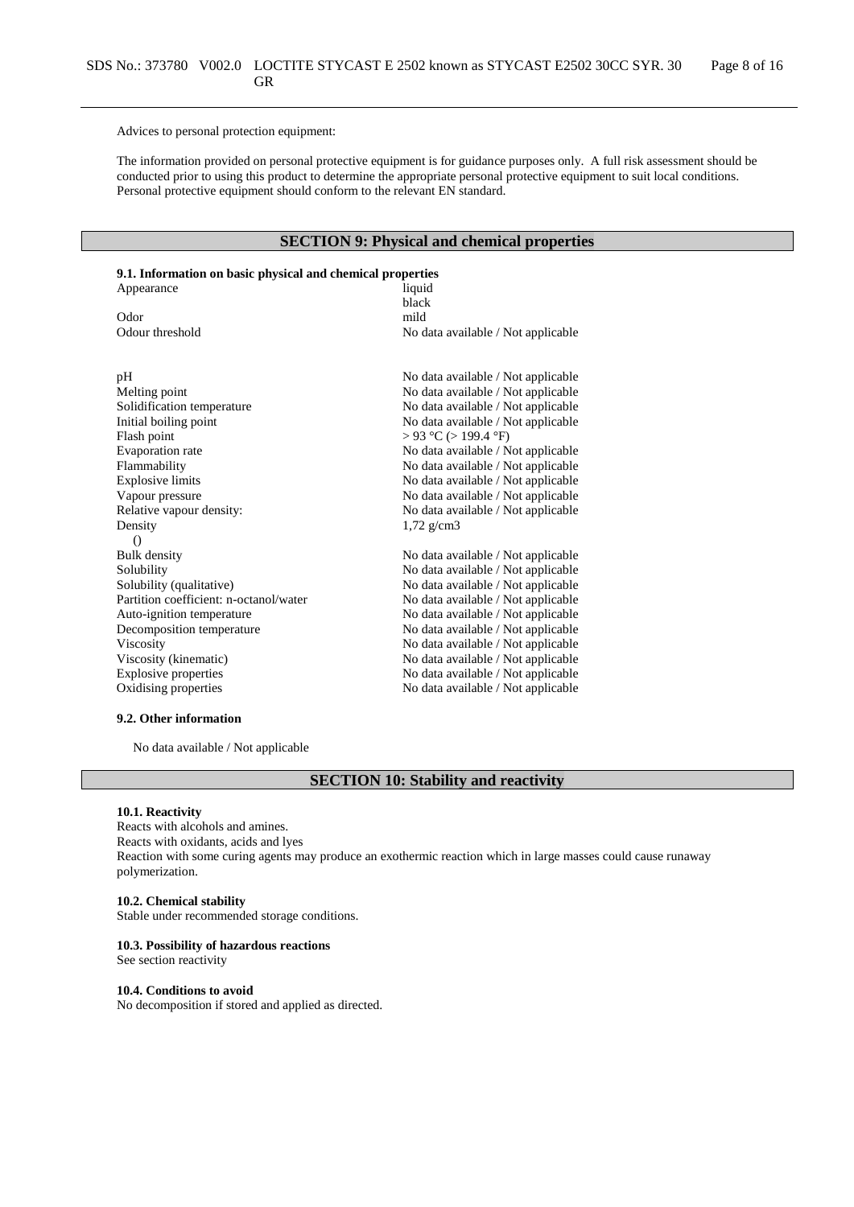Advices to personal protection equipment:

The information provided on personal protective equipment is for guidance purposes only. A full risk assessment should be conducted prior to using this product to determine the appropriate personal protective equipment to suit local conditions. Personal protective equipment should conform to the relevant EN standard.

## SECTION 9: Physical and chemical properties

### 9.1. Information on basic physical and chemical properties

| | |
|---|---|
| Appearance | liquid<br>black |
| Odor | mild |
| Odour threshold | No data available / Not applicable |
| pH | No data available / Not applicable |
| Melting point | No data available / Not applicable |
| Solidification temperature | No data available / Not applicable |
| Initial boiling point | No data available / Not applicable |
| Flash point | > 93 °C (> 199.4 °F) |
| Evaporation rate | No data available / Not applicable |
| Flammability | No data available / Not applicable |
| Explosive limits | No data available / Not applicable |
| Vapour pressure | No data available / Not applicable |
| Relative vapour density: | No data available / Not applicable |
| Density<br>() | 1,72 g/cm3 |
| Bulk density | No data available / Not applicable |
| Solubility | No data available / Not applicable |
| Solubility (qualitative) | No data available / Not applicable |
| Partition coefficient: n-octanol/water | No data available / Not applicable |
| Auto-ignition temperature | No data available / Not applicable |
| Decomposition temperature | No data available / Not applicable |
| Viscosity | No data available / Not applicable |
| Viscosity (kinematic) | No data available / Not applicable |
| Explosive properties | No data available / Not applicable |
| Oxidising properties | No data available / Not applicable |

### 9.2. Other information

No data available / Not applicable

## SECTION 10: Stability and reactivity

### 10.1. Reactivity

Reacts with alcohols and amines.
Reacts with oxidants, acids and lyes
Reaction with some curing agents may produce an exothermic reaction which in large masses could cause runaway polymerization.

### 10.2. Chemical stability

Stable under recommended storage conditions.

### 10.3. Possibility of hazardous reactions

See section reactivity

### 10.4. Conditions to avoid

No decomposition if stored and applied as directed.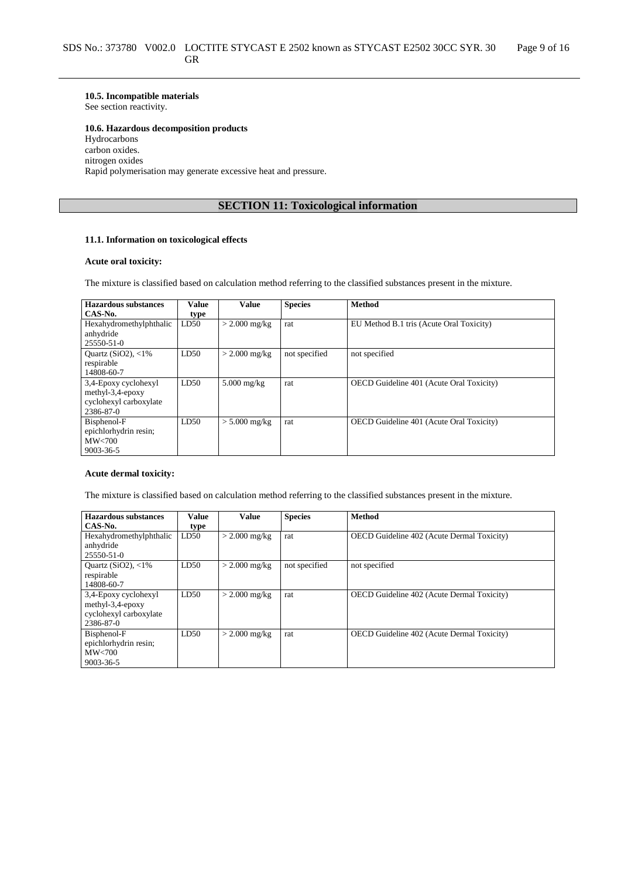**10.5. Incompatible materials**

See section reactivity.

**10.6. Hazardous decomposition products**

Hydrocarbons
carbon oxides.
nitrogen oxides
Rapid polymerisation may generate excessive heat and pressure.

## SECTION 11: Toxicological information

**11.1. Information on toxicological effects**

**Acute oral toxicity:**

The mixture is classified based on calculation method referring to the classified substances present in the mixture.

| Hazardous substances CAS-No. | Value type | Value | Species | Method |
|---|---|---|---|---|
| Hexahydromethylphthalic anhydride 25550-51-0 | LD50 | > 2.000 mg/kg | rat | EU Method B.1 tris (Acute Oral Toxicity) |
| Quartz ($SiO_2$), <1% respirable 14808-60-7 | LD50 | > 2.000 mg/kg | not specified | not specified |
| 3,4-Epoxy cyclohexyl methyl-3,4-epoxy cyclohexyl carboxylate 2386-87-0 | LD50 | 5.000 mg/kg | rat | OECD Guideline 401 (Acute Oral Toxicity) |
| Bisphenol-F epichlorhydrin resin; MW<700 9003-36-5 | LD50 | > 5.000 mg/kg | rat | OECD Guideline 401 (Acute Oral Toxicity) |

**Acute dermal toxicity:**

The mixture is classified based on calculation method referring to the classified substances present in the mixture.

| Hazardous substances CAS-No. | Value type | Value | Species | Method |
|---|---|---|---|---|
| Hexahydromethylphthalic anhydride 25550-51-0 | LD50 | > 2.000 mg/kg | rat | OECD Guideline 402 (Acute Dermal Toxicity) |
| Quartz ($SiO_2$), <1% respirable 14808-60-7 | LD50 | > 2.000 mg/kg | not specified | not specified |
| 3,4-Epoxy cyclohexyl methyl-3,4-epoxy cyclohexyl carboxylate 2386-87-0 | LD50 | > 2.000 mg/kg | rat | OECD Guideline 402 (Acute Dermal Toxicity) |
| Bisphenol-F epichlorhydrin resin; MW<700 9003-36-5 | LD50 | > 2.000 mg/kg | rat | OECD Guideline 402 (Acute Dermal Toxicity) |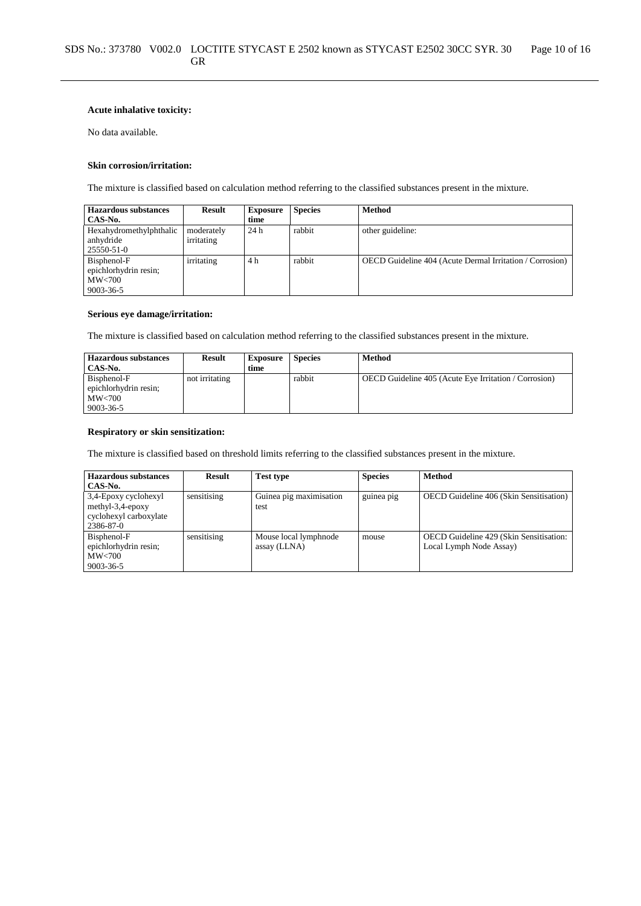**Acute inhalative toxicity:**

No data available.

**Skin corrosion/irritation:**

The mixture is classified based on calculation method referring to the classified substances present in the mixture.

| Hazardous substances CAS-No. | Result | Exposure time | Species | Method |
|---|---|---|---|---|
| Hexahydromethylphthalic anhydride 25550-51-0 | moderately irritating | 24 h | rabbit | other guideline: |
| Bisphenol-F epichlorhydrin resin; MW<700 9003-36-5 | irritating | 4 h | rabbit | OECD Guideline 404 (Acute Dermal Irritation / Corrosion) |

**Serious eye damage/irritation:**

The mixture is classified based on calculation method referring to the classified substances present in the mixture.

| Hazardous substances CAS-No. | Result | Exposure time | Species | Method |
|---|---|---|---|---|
| Bisphenol-F epichlorhydrin resin; MW<700 9003-36-5 | not irritating | | rabbit | OECD Guideline 405 (Acute Eye Irritation / Corrosion) |

**Respiratory or skin sensitization:**

The mixture is classified based on threshold limits referring to the classified substances present in the mixture.

| Hazardous substances CAS-No. | Result | Test type | Species | Method |
|---|---|---|---|---|
| 3,4-Epoxy cyclohexyl methyl-3,4-epoxy cyclohexyl carboxylate 2386-87-0 | sensitising | Guinea pig maximisation test | guinea pig | OECD Guideline 406 (Skin Sensitisation) |
| Bisphenol-F epichlorhydrin resin; MW<700 9003-36-5 | sensitising | Mouse local lymphnode assay (LLNA) | mouse | OECD Guideline 429 (Skin Sensitisation: Local Lymph Node Assay) |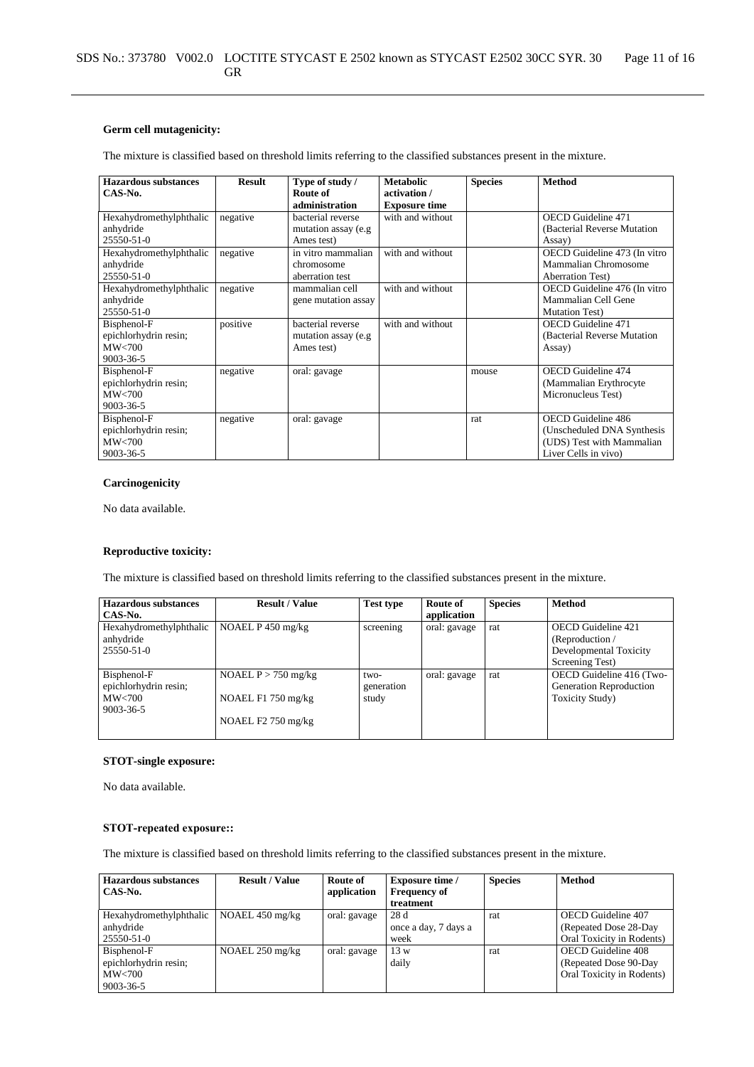**Germ cell mutagenicity:**

The mixture is classified based on threshold limits referring to the classified substances present in the mixture.

| Hazardous substances CAS-No. | Result | Type of study / Route of administration | Metabolic activation / Exposure time | Species | Method |
|---|---|---|---|---|---|
| Hexahydromethylphthalic anhydride 25550-51-0 | negative | bacterial reverse mutation assay (e.g Ames test) | with and without | | OECD Guideline 471 (Bacterial Reverse Mutation Assay) |
| Hexahydromethylphthalic anhydride 25550-51-0 | negative | in vitro mammalian chromosome aberration test | with and without | | OECD Guideline 473 (In vitro Mammalian Chromosome Aberration Test) |
| Hexahydromethylphthalic anhydride 25550-51-0 | negative | mammalian cell gene mutation assay | with and without | | OECD Guideline 476 (In vitro Mammalian Cell Gene Mutation Test) |
| Bisphenol-F epichlorhydrin resin; MW<700 9003-36-5 | positive | bacterial reverse mutation assay (e.g Ames test) | with and without | | OECD Guideline 471 (Bacterial Reverse Mutation Assay) |
| Bisphenol-F epichlorhydrin resin; MW<700 9003-36-5 | negative | oral: gavage | | mouse | OECD Guideline 474 (Mammalian Erythrocyte Micronucleus Test) |
| Bisphenol-F epichlorhydrin resin; MW<700 9003-36-5 | negative | oral: gavage | | rat | OECD Guideline 486 (Unscheduled DNA Synthesis (UDS) Test with Mammalian Liver Cells in vivo) |

**Carcinogenicity**

No data available.

**Reproductive toxicity:**

The mixture is classified based on threshold limits referring to the classified substances present in the mixture.

| Hazardous substances CAS-No. | Result / Value | Test type | Route of application | Species | Method |
|---|---|---|---|---|---|
| Hexahydromethylphthalic anhydride 25550-51-0 | NOAEL P 450 mg/kg | screening | oral: gavage | rat | OECD Guideline 421 (Reproduction / Developmental Toxicity Screening Test) |
| Bisphenol-F epichlorhydrin resin; MW<700 9003-36-5 | NOAEL P > 750 mg/kg<br>NOAEL F1 750 mg/kg<br>NOAEL F2 750 mg/kg | two-generation study | oral: gavage | rat | OECD Guideline 416 (Two-Generation Reproduction Toxicity Study) |

**STOT-single exposure:**

No data available.

**STOT-repeated exposure::**

The mixture is classified based on threshold limits referring to the classified substances present in the mixture.

| Hazardous substances CAS-No. | Result / Value | Route of application | Exposure time / Frequency of treatment | Species | Method |
|---|---|---|---|---|---|
| Hexahydromethylphthalic anhydride 25550-51-0 | NOAEL 450 mg/kg | oral: gavage | 28 d once a day, 7 days a week | rat | OECD Guideline 407 (Repeated Dose 28-Day Oral Toxicity in Rodents) |
| Bisphenol-F epichlorhydrin resin; MW<700 9003-36-5 | NOAEL 250 mg/kg | oral: gavage | 13 w daily | rat | OECD Guideline 408 (Repeated Dose 90-Day Oral Toxicity in Rodents) |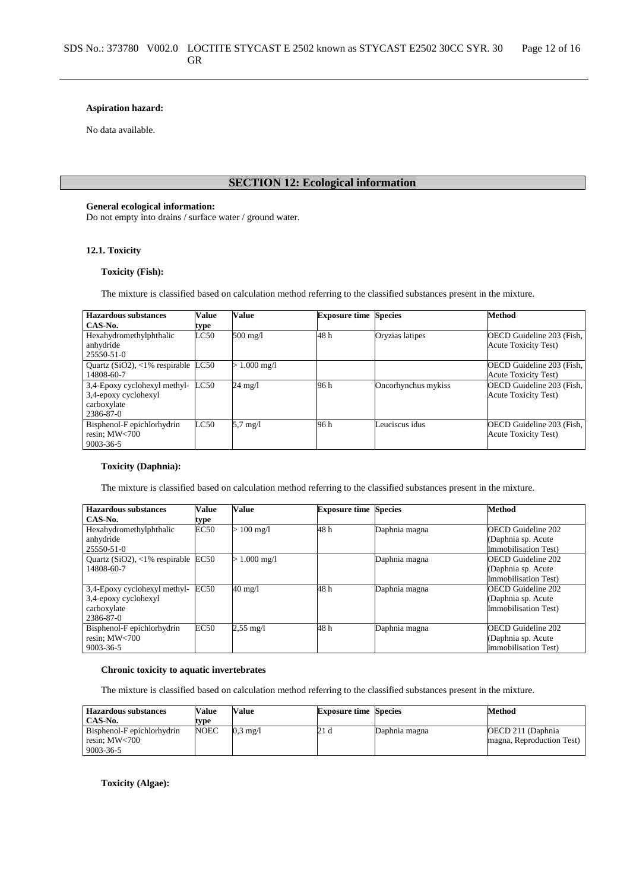**Aspiration hazard:**

No data available.

## SECTION 12: Ecological information

**General ecological information:**
Do not empty into drains / surface water / ground water.

### 12.1. Toxicity

**Toxicity (Fish):**

The mixture is classified based on calculation method referring to the classified substances present in the mixture.

| Hazardous substances CAS-No. | Value type | Value | Exposure time | Species | Method |
|---|---|---|---|---|---|
| Hexahydromethylphthalic anhydride 25550-51-0 | LC50 | 500 mg/l | 48 h | Oryzias latipes | OECD Guideline 203 (Fish, Acute Toxicity Test) |
| Quartz ($SiO_2$), <1% respirable 14808-60-7 | LC50 | > 1.000 mg/l | | | OECD Guideline 203 (Fish, Acute Toxicity Test) |
| 3,4-Epoxy cyclohexyl methyl-3,4-epoxy cyclohexyl carboxylate 2386-87-0 | LC50 | 24 mg/l | 96 h | Oncorhynchus mykiss | OECD Guideline 203 (Fish, Acute Toxicity Test) |
| Bisphenol-F epichlorhydrin resin; MW<700 9003-36-5 | LC50 | 5,7 mg/l | 96 h | Leuciscus idus | OECD Guideline 203 (Fish, Acute Toxicity Test) |

**Toxicity (Daphnia):**

The mixture is classified based on calculation method referring to the classified substances present in the mixture.

| Hazardous substances CAS-No. | Value type | Value | Exposure time | Species | Method |
|---|---|---|---|---|---|
| Hexahydromethylphthalic anhydride 25550-51-0 | EC50 | > 100 mg/l | 48 h | Daphnia magna | OECD Guideline 202 (Daphnia sp. Acute Immobilisation Test) |
| Quartz ($SiO_2$), <1% respirable 14808-60-7 | EC50 | > 1.000 mg/l | | Daphnia magna | OECD Guideline 202 (Daphnia sp. Acute Immobilisation Test) |
| 3,4-Epoxy cyclohexyl methyl-3,4-epoxy cyclohexyl carboxylate 2386-87-0 | EC50 | 40 mg/l | 48 h | Daphnia magna | OECD Guideline 202 (Daphnia sp. Acute Immobilisation Test) |
| Bisphenol-F epichlorhydrin resin; MW<700 9003-36-5 | EC50 | 2,55 mg/l | 48 h | Daphnia magna | OECD Guideline 202 (Daphnia sp. Acute Immobilisation Test) |

**Chronic toxicity to aquatic invertebrates**

The mixture is classified based on calculation method referring to the classified substances present in the mixture.

| Hazardous substances CAS-No. | Value type | Value | Exposure time | Species | Method |
|---|---|---|---|---|---|
| Bisphenol-F epichlorhydrin resin; MW<700 9003-36-5 | NOEC | 0,3 mg/l | 21 d | Daphnia magna | OECD 211 (Daphnia magna, Reproduction Test) |

**Toxicity (Algae):**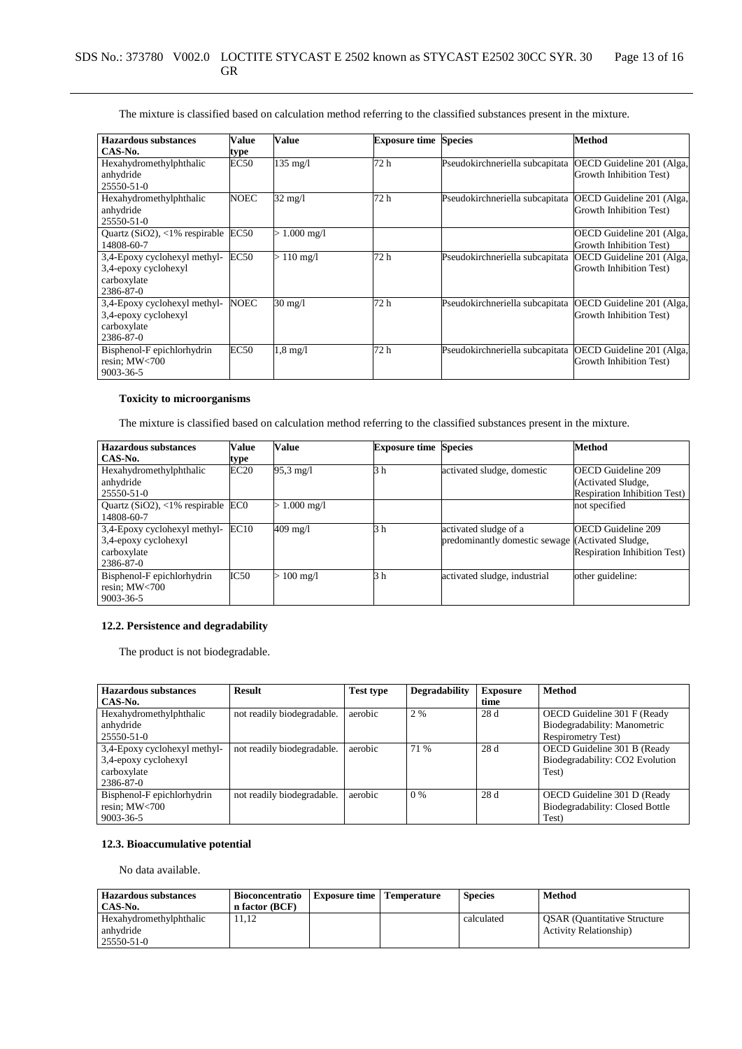The mixture is classified based on calculation method referring to the classified substances present in the mixture.

| Hazardous substances CAS-No. | Value type | Value | Exposure time | Species | Method |
|---|---|---|---|---|---|
| Hexahydromethylphthalic anhydride 25550-51-0 | EC50 | 135 mg/l | 72 h | Pseudokirchneriella subcapitata | OECD Guideline 201 (Alga, Growth Inhibition Test) |
| Hexahydromethylphthalic anhydride 25550-51-0 | NOEC | 32 mg/l | 72 h | Pseudokirchneriella subcapitata | OECD Guideline 201 (Alga, Growth Inhibition Test) |
| Quartz (SiO2), <1% respirable 14808-60-7 | EC50 | > 1.000 mg/l | | | OECD Guideline 201 (Alga, Growth Inhibition Test) |
| 3,4-Epoxy cyclohexyl methyl-3,4-epoxy cyclohexyl carboxylate 2386-87-0 | EC50 | > 110 mg/l | 72 h | Pseudokirchneriella subcapitata | OECD Guideline 201 (Alga, Growth Inhibition Test) |
| 3,4-Epoxy cyclohexyl methyl-3,4-epoxy cyclohexyl carboxylate 2386-87-0 | NOEC | 30 mg/l | 72 h | Pseudokirchneriella subcapitata | OECD Guideline 201 (Alga, Growth Inhibition Test) |
| Bisphenol-F epichlorhydrin resin; MW<700 9003-36-5 | EC50 | 1,8 mg/l | 72 h | Pseudokirchneriella subcapitata | OECD Guideline 201 (Alga, Growth Inhibition Test) |

**Toxicity to microorganisms**

The mixture is classified based on calculation method referring to the classified substances present in the mixture.

| Hazardous substances CAS-No. | Value type | Value | Exposure time | Species | Method |
|---|---|---|---|---|---|
| Hexahydromethylphthalic anhydride 25550-51-0 | EC20 | 95,3 mg/l | 3 h | activated sludge, domestic | OECD Guideline 209 (Activated Sludge, Respiration Inhibition Test) |
| Quartz (SiO2), <1% respirable 14808-60-7 | EC0 | > 1.000 mg/l | | | not specified |
| 3,4-Epoxy cyclohexyl methyl-3,4-epoxy cyclohexyl carboxylate 2386-87-0 | EC10 | 409 mg/l | 3 h | activated sludge of a predominantly domestic sewage | OECD Guideline 209 (Activated Sludge, Respiration Inhibition Test) |
| Bisphenol-F epichlorhydrin resin; MW<700 9003-36-5 | IC50 | > 100 mg/l | 3 h | activated sludge, industrial | other guideline: |

## 12.2. Persistence and degradability

The product is not biodegradable.

| Hazardous substances CAS-No. | Result | Test type | Degradability | Exposure time | Method |
|---|---|---|---|---|---|
| Hexahydromethylphthalic anhydride 25550-51-0 | not readily biodegradable. | aerobic | 2 % | 28 d | OECD Guideline 301 F (Ready Biodegradability: Manometric Respirometry Test) |
| 3,4-Epoxy cyclohexyl methyl-3,4-epoxy cyclohexyl carboxylate 2386-87-0 | not readily biodegradable. | aerobic | 71 % | 28 d | OECD Guideline 301 B (Ready Biodegradability: CO2 Evolution Test) |
| Bisphenol-F epichlorhydrin resin; MW<700 9003-36-5 | not readily biodegradable. | aerobic | 0 % | 28 d | OECD Guideline 301 D (Ready Biodegradability: Closed Bottle Test) |

## 12.3. Bioaccumulative potential

No data available.

| Hazardous substances CAS-No. | Bioconcentration factor (BCF) | Exposure time | Temperature | Species | Method |
|---|---|---|---|---|---|
| Hexahydromethylphthalic anhydride 25550-51-0 | 11,12 | | | calculated | QSAR (Quantitative Structure Activity Relationship) |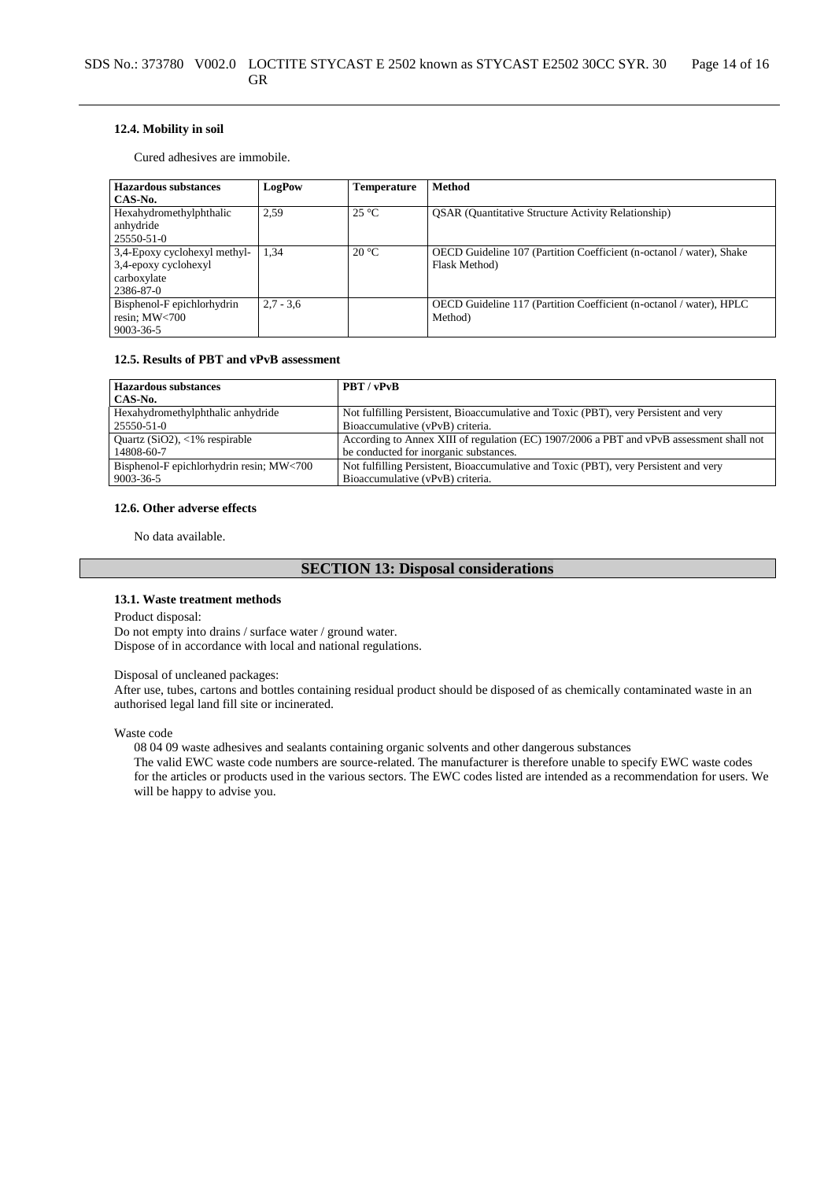### 12.4. Mobility in soil

Cured adhesives are immobile.

| Hazardous substances<br>CAS-No. | LogPow | Temperature | Method |
|---|---|---|---|
| Hexahydromethylphthalic anhydride<br>25550-51-0 | 2,59 | 25 °C | QSAR (Quantitative Structure Activity Relationship) |
| 3,4-Epoxy cyclohexyl methyl-3,4-epoxy cyclohexyl carboxylate<br>2386-87-0 | 1,34 | 20 °C | OECD Guideline 107 (Partition Coefficient (n-octanol / water), Shake Flask Method) |
| Bisphenol-F epichlorhydrin resin; MW<700<br>9003-36-5 | 2,7 - 3,6 | | OECD Guideline 117 (Partition Coefficient (n-octanol / water), HPLC Method) |

### 12.5. Results of PBT and vPvB assessment

| Hazardous substances<br>CAS-No. | PBT / vPvB |
|---|---|
| Hexahydromethylphthalic anhydride<br>25550-51-0 | Not fulfilling Persistent, Bioaccumulative and Toxic (PBT), very Persistent and very Bioaccumulative (vPvB) criteria. |
| Quartz (SiO2), <1% respirable<br>14808-60-7 | According to Annex XIII of regulation (EC) 1907/2006 a PBT and vPvB assessment shall not be conducted for inorganic substances. |
| Bisphenol-F epichlorhydrin resin; MW<700<br>9003-36-5 | Not fulfilling Persistent, Bioaccumulative and Toxic (PBT), very Persistent and very Bioaccumulative (vPvB) criteria. |

### 12.6. Other adverse effects

No data available.

## SECTION 13: Disposal considerations

### 13.1. Waste treatment methods

Product disposal:
Do not empty into drains / surface water / ground water.
Dispose of in accordance with local and national regulations.

Disposal of uncleaned packages:
After use, tubes, cartons and bottles containing residual product should be disposed of as chemically contaminated waste in an authorised legal land fill site or incinerated.

Waste code

08 04 09 waste adhesives and sealants containing organic solvents and other dangerous substances
The valid EWC waste code numbers are source-related. The manufacturer is therefore unable to specify EWC waste codes for the articles or products used in the various sectors. The EWC codes listed are intended as a recommendation for users. We will be happy to advise you.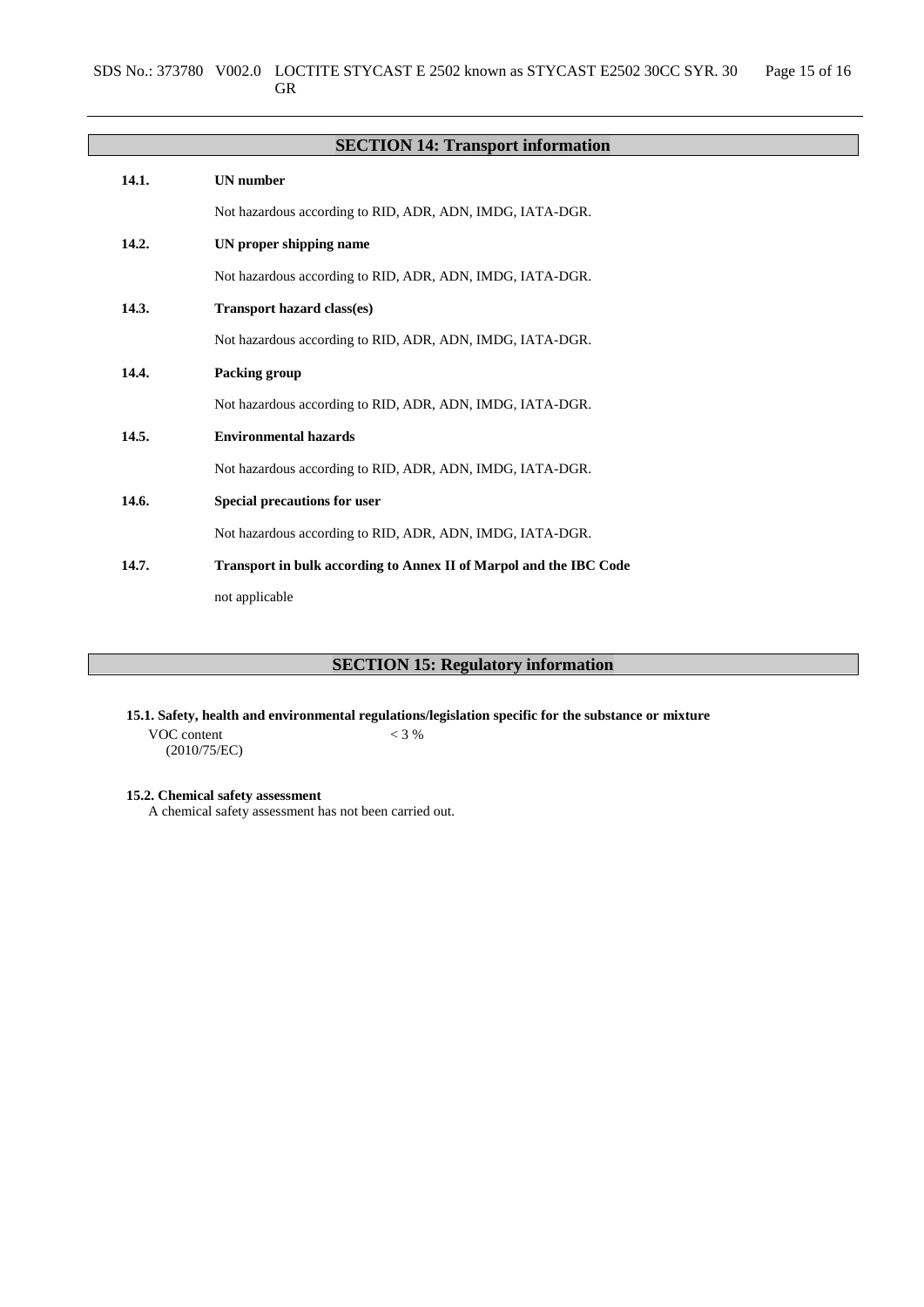## SECTION 14: Transport information

**14.1. UN number**

Not hazardous according to RID, ADR, ADN, IMDG, IATA-DGR.

**14.2. UN proper shipping name**

Not hazardous according to RID, ADR, ADN, IMDG, IATA-DGR.

**14.3. Transport hazard class(es)**

Not hazardous according to RID, ADR, ADN, IMDG, IATA-DGR.

**14.4. Packing group**

Not hazardous according to RID, ADR, ADN, IMDG, IATA-DGR.

**14.5. Environmental hazards**

Not hazardous according to RID, ADR, ADN, IMDG, IATA-DGR.

**14.6. Special precautions for user**

Not hazardous according to RID, ADR, ADN, IMDG, IATA-DGR.

**14.7. Transport in bulk according to Annex II of Marpol and the IBC Code**

not applicable

## SECTION 15: Regulatory information

**15.1. Safety, health and environmental regulations/legislation specific for the substance or mixture**

VOC content (2010/75/EC) < 3 %

**15.2. Chemical safety assessment**

A chemical safety assessment has not been carried out.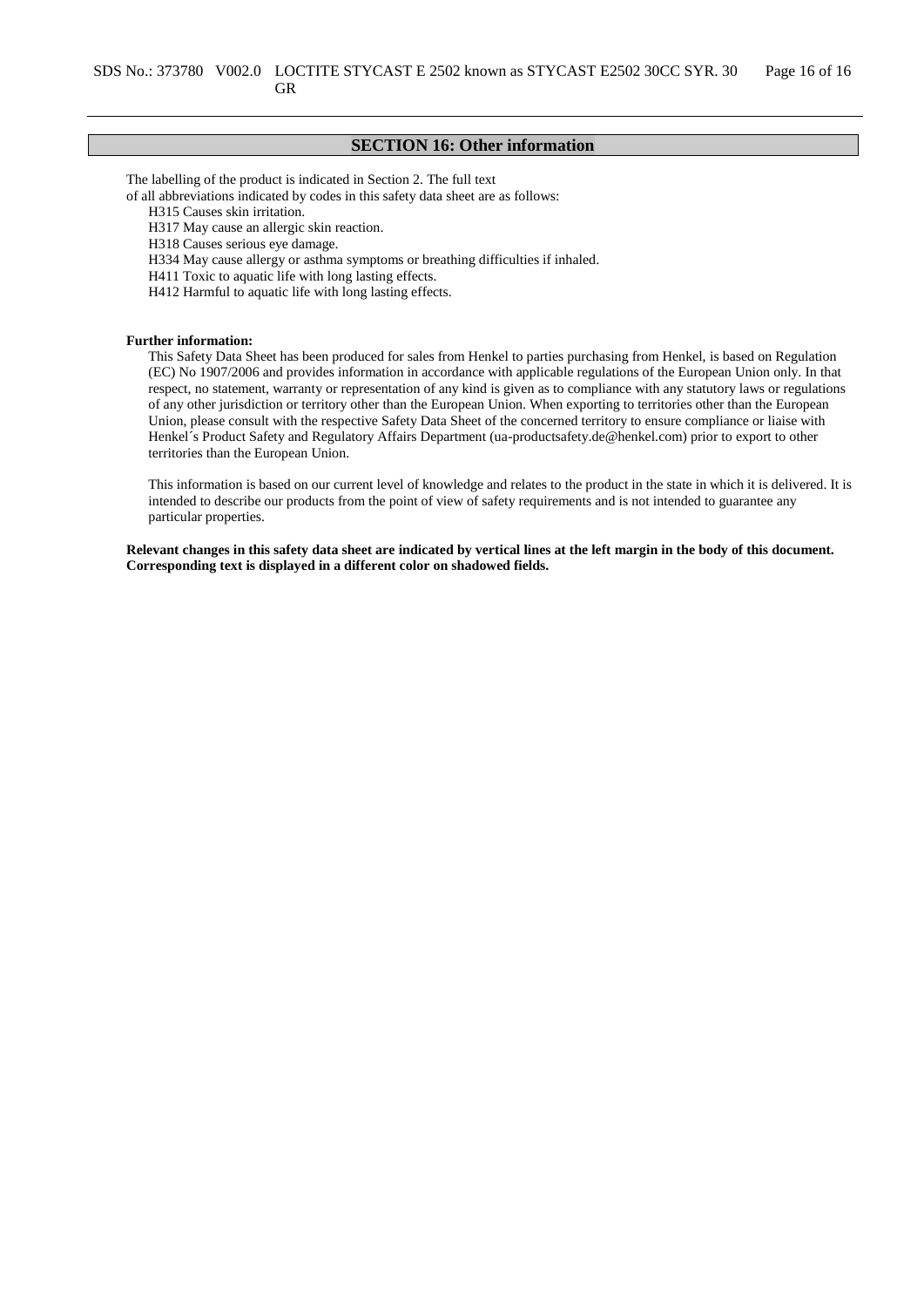## SECTION 16: Other information

The labelling of the product is indicated in Section 2. The full text of all abbreviations indicated by codes in this safety data sheet are as follows:

H315 Causes skin irritation.
H317 May cause an allergic skin reaction.
H318 Causes serious eye damage.
H334 May cause allergy or asthma symptoms or breathing difficulties if inhaled.
H411 Toxic to aquatic life with long lasting effects.
H412 Harmful to aquatic life with long lasting effects.

**Further information:**

This Safety Data Sheet has been produced for sales from Henkel to parties purchasing from Henkel, is based on Regulation (EC) No 1907/2006 and provides information in accordance with applicable regulations of the European Union only. In that respect, no statement, warranty or representation of any kind is given as to compliance with any statutory laws or regulations of any other jurisdiction or territory other than the European Union. When exporting to territories other than the European Union, please consult with the respective Safety Data Sheet of the concerned territory to ensure compliance or liaise with Henkel´s Product Safety and Regulatory Affairs Department (ua-productsafety.de@henkel.com) prior to export to other territories than the European Union.

This information is based on our current level of knowledge and relates to the product in the state in which it is delivered. It is intended to describe our products from the point of view of safety requirements and is not intended to guarantee any particular properties.

**Relevant changes in this safety data sheet are indicated by vertical lines at the left margin in the body of this document. Corresponding text is displayed in a different color on shadowed fields.**